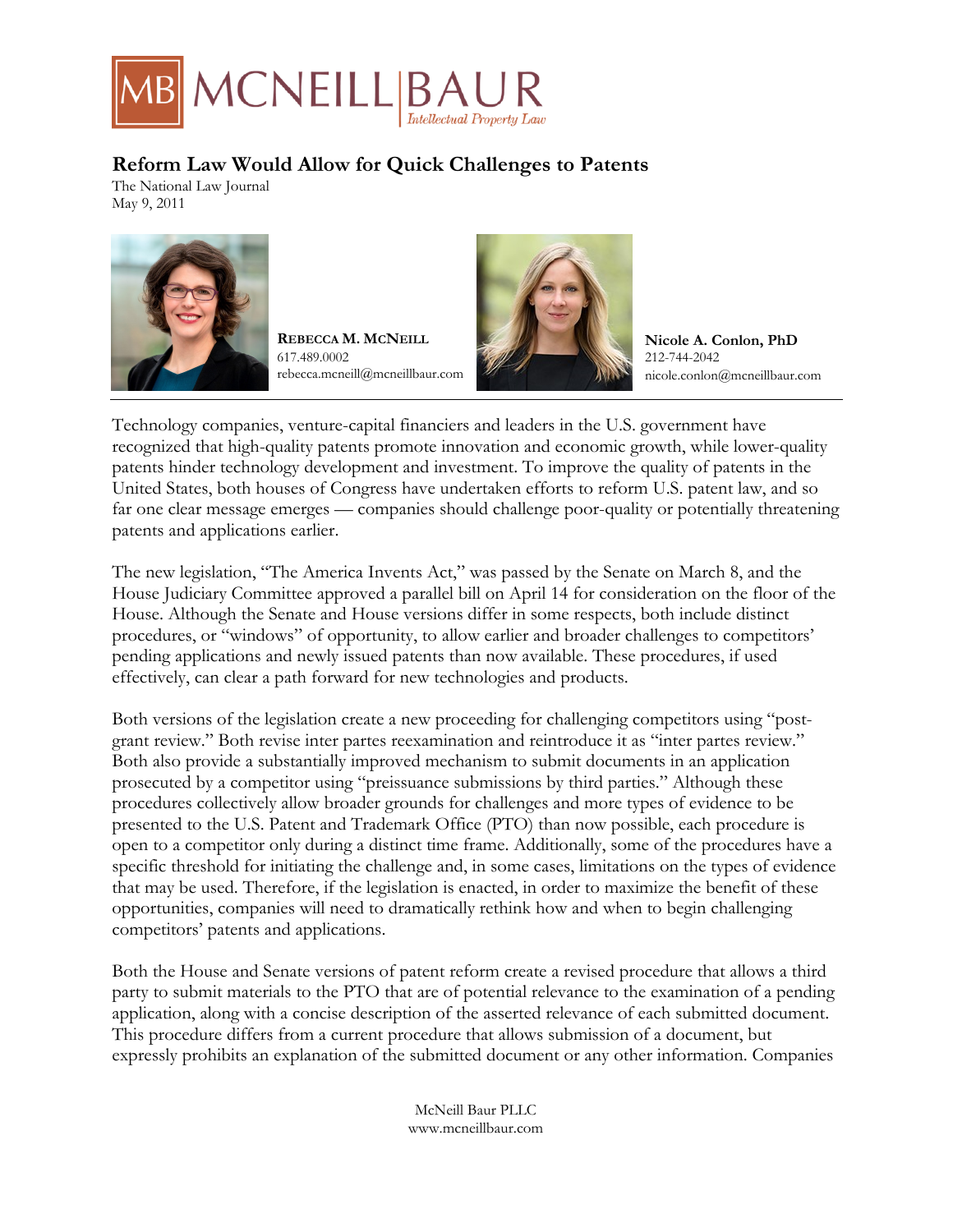# Reform Law Would Allow for Quick Challenges to Patents

The National Law Journal
May 9, 2011

**REBECCA M. MCNEILL**
617.489.0002
rebecca.mcneill@mcneillbaur.com

**Nicole A. Conlon, PhD**
212-744-2042
nicole.conlon@mcneillbaur.com

---

Technology companies, venture-capital financiers and leaders in the U.S. government have recognized that high-quality patents promote innovation and economic growth, while lower-quality patents hinder technology development and investment. To improve the quality of patents in the United States, both houses of Congress have undertaken efforts to reform U.S. patent law, and so far one clear message emerges — companies should challenge poor-quality or potentially threatening patents and applications earlier.

The new legislation, "The America Invents Act," was passed by the Senate on March 8, and the House Judiciary Committee approved a parallel bill on April 14 for consideration on the floor of the House. Although the Senate and House versions differ in some respects, both include distinct procedures, or "windows" of opportunity, to allow earlier and broader challenges to competitors' pending applications and newly issued patents than now available. These procedures, if used effectively, can clear a path forward for new technologies and products.

Both versions of the legislation create a new proceeding for challenging competitors using "post-grant review." Both revise inter partes reexamination and reintroduce it as "inter partes review." Both also provide a substantially improved mechanism to submit documents in an application prosecuted by a competitor using "preissuance submissions by third parties." Although these procedures collectively allow broader grounds for challenges and more types of evidence to be presented to the U.S. Patent and Trademark Office (PTO) than now possible, each procedure is open to a competitor only during a distinct time frame. Additionally, some of the procedures have a specific threshold for initiating the challenge and, in some cases, limitations on the types of evidence that may be used. Therefore, if the legislation is enacted, in order to maximize the benefit of these opportunities, companies will need to dramatically rethink how and when to begin challenging competitors' patents and applications.

Both the House and Senate versions of patent reform create a revised procedure that allows a third party to submit materials to the PTO that are of potential relevance to the examination of a pending application, along with a concise description of the asserted relevance of each submitted document. This procedure differs from a current procedure that allows submission of a document, but expressly prohibits an explanation of the submitted document or any other information. Companies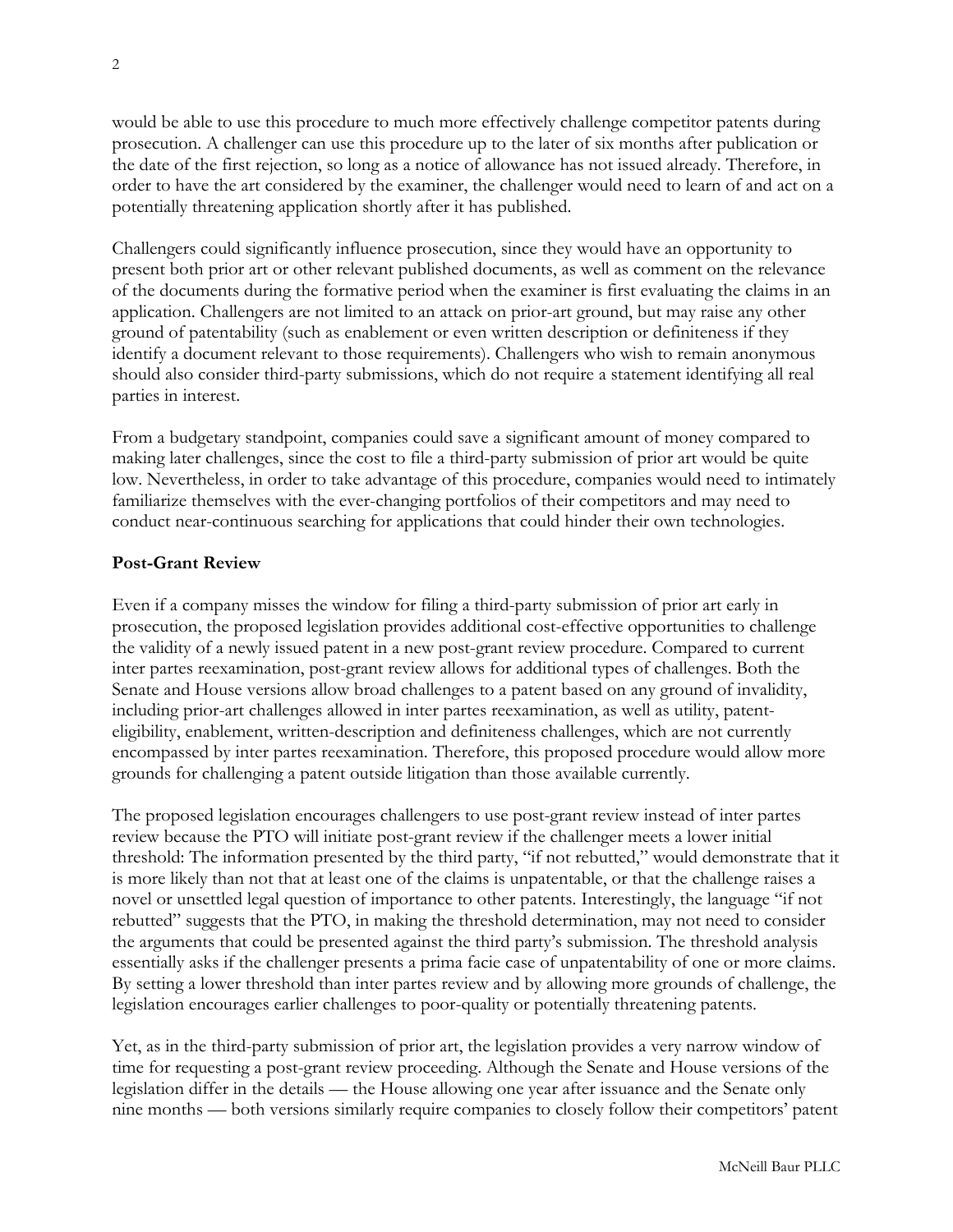would be able to use this procedure to much more effectively challenge competitor patents during prosecution. A challenger can use this procedure up to the later of six months after publication or the date of the first rejection, so long as a notice of allowance has not issued already. Therefore, in order to have the art considered by the examiner, the challenger would need to learn of and act on a potentially threatening application shortly after it has published.

Challengers could significantly influence prosecution, since they would have an opportunity to present both prior art or other relevant published documents, as well as comment on the relevance of the documents during the formative period when the examiner is first evaluating the claims in an application. Challengers are not limited to an attack on prior-art ground, but may raise any other ground of patentability (such as enablement or even written description or definiteness if they identify a document relevant to those requirements). Challengers who wish to remain anonymous should also consider third-party submissions, which do not require a statement identifying all real parties in interest.

From a budgetary standpoint, companies could save a significant amount of money compared to making later challenges, since the cost to file a third-party submission of prior art would be quite low. Nevertheless, in order to take advantage of this procedure, companies would need to intimately familiarize themselves with the ever-changing portfolios of their competitors and may need to conduct near-continuous searching for applications that could hinder their own technologies.

**Post-Grant Review**

Even if a company misses the window for filing a third-party submission of prior art early in prosecution, the proposed legislation provides additional cost-effective opportunities to challenge the validity of a newly issued patent in a new post-grant review procedure. Compared to current inter partes reexamination, post-grant review allows for additional types of challenges. Both the Senate and House versions allow broad challenges to a patent based on any ground of invalidity, including prior-art challenges allowed in inter partes reexamination, as well as utility, patent-eligibility, enablement, written-description and definiteness challenges, which are not currently encompassed by inter partes reexamination. Therefore, this proposed procedure would allow more grounds for challenging a patent outside litigation than those available currently.

The proposed legislation encourages challengers to use post-grant review instead of inter partes review because the PTO will initiate post-grant review if the challenger meets a lower initial threshold: The information presented by the third party, "if not rebutted," would demonstrate that it is more likely than not that at least one of the claims is unpatentable, or that the challenge raises a novel or unsettled legal question of importance to other patents. Interestingly, the language "if not rebutted" suggests that the PTO, in making the threshold determination, may not need to consider the arguments that could be presented against the third party's submission. The threshold analysis essentially asks if the challenger presents a prima facie case of unpatentability of one or more claims. By setting a lower threshold than inter partes review and by allowing more grounds of challenge, the legislation encourages earlier challenges to poor-quality or potentially threatening patents.

Yet, as in the third-party submission of prior art, the legislation provides a very narrow window of time for requesting a post-grant review proceeding. Although the Senate and House versions of the legislation differ in the details — the House allowing one year after issuance and the Senate only nine months — both versions similarly require companies to closely follow their competitors' patent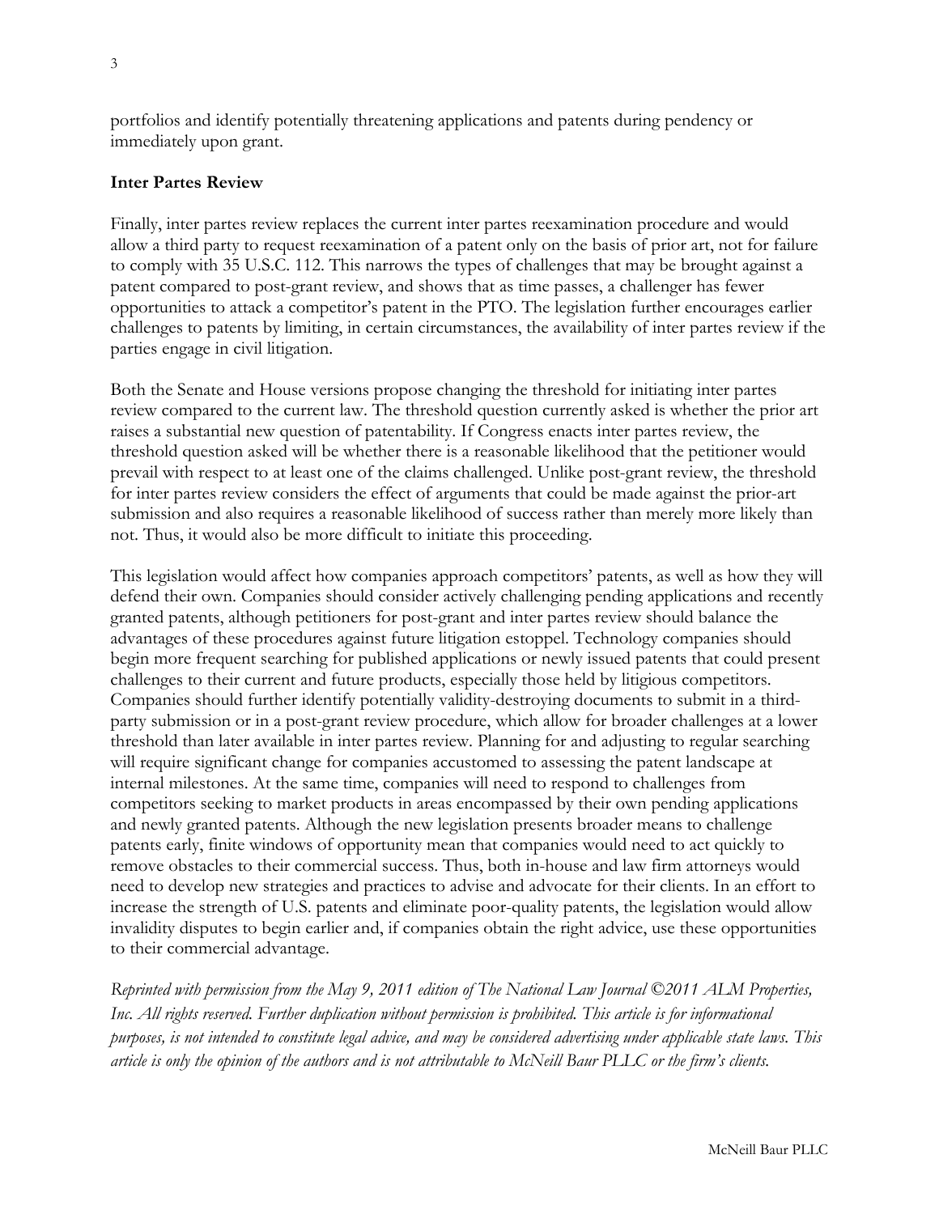portfolios and identify potentially threatening applications and patents during pendency or immediately upon grant.

**Inter Partes Review**

Finally, inter partes review replaces the current inter partes reexamination procedure and would allow a third party to request reexamination of a patent only on the basis of prior art, not for failure to comply with 35 U.S.C. 112. This narrows the types of challenges that may be brought against a patent compared to post-grant review, and shows that as time passes, a challenger has fewer opportunities to attack a competitor's patent in the PTO. The legislation further encourages earlier challenges to patents by limiting, in certain circumstances, the availability of inter partes review if the parties engage in civil litigation.

Both the Senate and House versions propose changing the threshold for initiating inter partes review compared to the current law. The threshold question currently asked is whether the prior art raises a substantial new question of patentability. If Congress enacts inter partes review, the threshold question asked will be whether there is a reasonable likelihood that the petitioner would prevail with respect to at least one of the claims challenged. Unlike post-grant review, the threshold for inter partes review considers the effect of arguments that could be made against the prior-art submission and also requires a reasonable likelihood of success rather than merely more likely than not. Thus, it would also be more difficult to initiate this proceeding.

This legislation would affect how companies approach competitors' patents, as well as how they will defend their own. Companies should consider actively challenging pending applications and recently granted patents, although petitioners for post-grant and inter partes review should balance the advantages of these procedures against future litigation estoppel. Technology companies should begin more frequent searching for published applications or newly issued patents that could present challenges to their current and future products, especially those held by litigious competitors. Companies should further identify potentially validity-destroying documents to submit in a third-party submission or in a post-grant review procedure, which allow for broader challenges at a lower threshold than later available in inter partes review. Planning for and adjusting to regular searching will require significant change for companies accustomed to assessing the patent landscape at internal milestones. At the same time, companies will need to respond to challenges from competitors seeking to market products in areas encompassed by their own pending applications and newly granted patents. Although the new legislation presents broader means to challenge patents early, finite windows of opportunity mean that companies would need to act quickly to remove obstacles to their commercial success. Thus, both in-house and law firm attorneys would need to develop new strategies and practices to advise and advocate for their clients. In an effort to increase the strength of U.S. patents and eliminate poor-quality patents, the legislation would allow invalidity disputes to begin earlier and, if companies obtain the right advice, use these opportunities to their commercial advantage.

*Reprinted with permission from the May 9, 2011 edition of The National Law Journal ©2011 ALM Properties, Inc. All rights reserved. Further duplication without permission is prohibited. This article is for informational purposes, is not intended to constitute legal advice, and may be considered advertising under applicable state laws. This article is only the opinion of the authors and is not attributable to McNeill Baur PLLC or the firm's clients.*